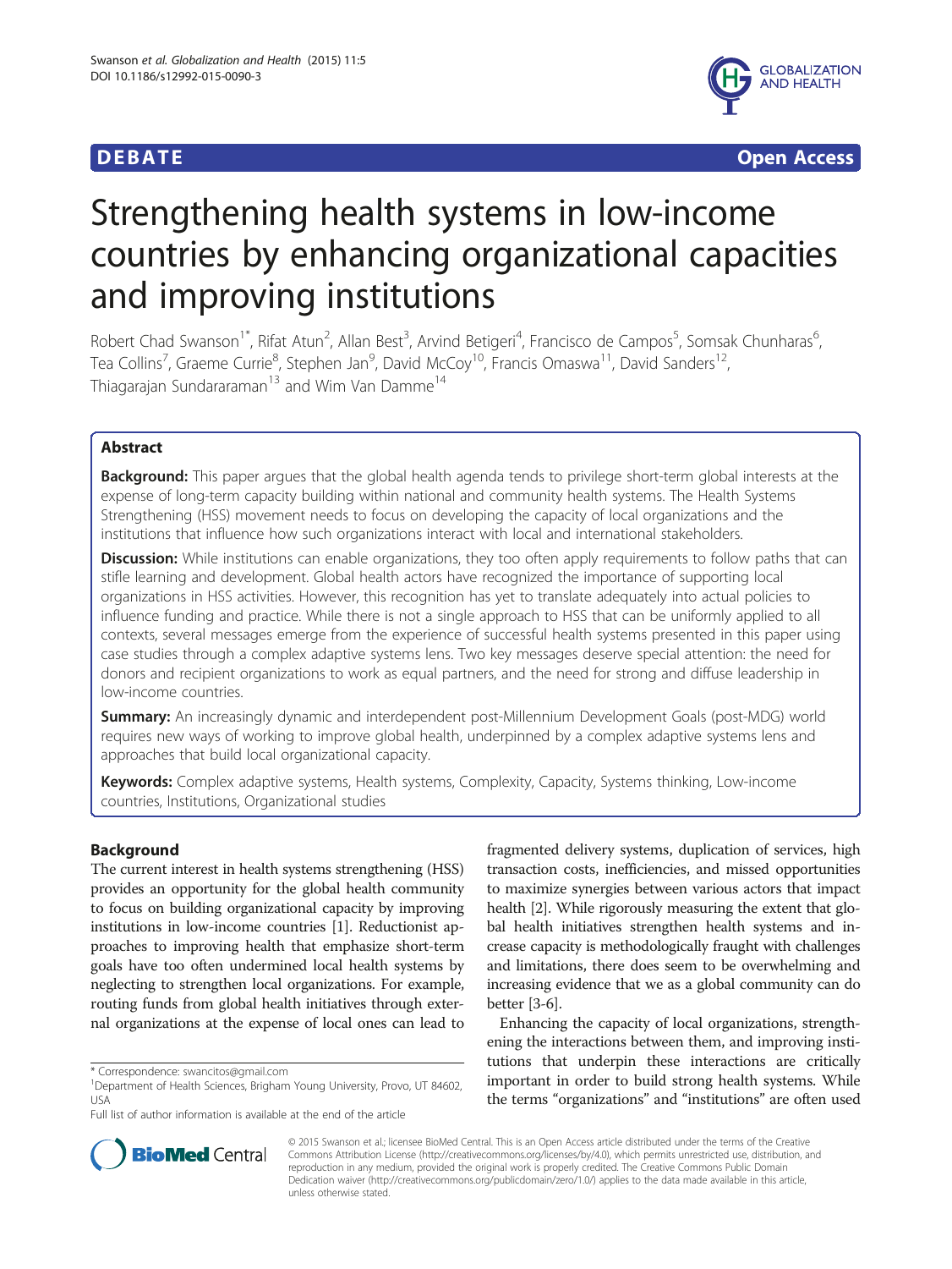**DEBATE** **Open Access**

# Strengthening health systems in low-income countries by enhancing organizational capacities and improving institutions

Robert Chad Swanson[1*], Rifat Atun[2], Allan Best[3], Arvind Betigeri[4], Francisco de Campos[5], Somsak Chunharas[6], Tea Collins[7], Graeme Currie[8], Stephen Jan[9], David McCoy[10], Francis Omaswa[11], David Sanders[12], Thiagarajan Sundararaman[13] and Wim Van Damme[14]

## Abstract

**Background:** This paper argues that the global health agenda tends to privilege short-term global interests at the expense of long-term capacity building within national and community health systems. The Health Systems Strengthening (HSS) movement needs to focus on developing the capacity of local organizations and the institutions that influence how such organizations interact with local and international stakeholders.

**Discussion:** While institutions can enable organizations, they too often apply requirements to follow paths that can stifle learning and development. Global health actors have recognized the importance of supporting local organizations in HSS activities. However, this recognition has yet to translate adequately into actual policies to influence funding and practice. While there is not a single approach to HSS that can be uniformly applied to all contexts, several messages emerge from the experience of successful health systems presented in this paper using case studies through a complex adaptive systems lens. Two key messages deserve special attention: the need for donors and recipient organizations to work as equal partners, and the need for strong and diffuse leadership in low-income countries.

**Summary:** An increasingly dynamic and interdependent post-Millennium Development Goals (post-MDG) world requires new ways of working to improve global health, underpinned by a complex adaptive systems lens and approaches that build local organizational capacity.

**Keywords:** Complex adaptive systems, Health systems, Complexity, Capacity, Systems thinking, Low-income countries, Institutions, Organizational studies

## Background

The current interest in health systems strengthening (HSS) provides an opportunity for the global health community to focus on building organizational capacity by improving institutions in low-income countries [1]. Reductionist approaches to improving health that emphasize short-term goals have too often undermined local health systems by neglecting to strengthen local organizations. For example, routing funds from global health initiatives through external organizations at the expense of local ones can lead to fragmented delivery systems, duplication of services, high transaction costs, inefficiencies, and missed opportunities to maximize synergies between various actors that impact health [2]. While rigorously measuring the extent that global health initiatives strengthen health systems and increase capacity is methodologically fraught with challenges and limitations, there does seem to be overwhelming and increasing evidence that we as a global community can do better [3-6].

Enhancing the capacity of local organizations, strengthening the interactions between them, and improving institutions that underpin these interactions are critically important in order to build strong health systems. While the terms "organizations" and "institutions" are often used

\* Correspondence: swancitos@gmail.com
[1]Department of Health Sciences, Brigham Young University, Provo, UT 84602, USA
Full list of author information is available at the end of the article

© 2015 Swanson et al.; licensee BioMed Central. This is an Open Access article distributed under the terms of the Creative Commons Attribution License (http://creativecommons.org/licenses/by/4.0), which permits unrestricted use, distribution, and reproduction in any medium, provided the original work is properly credited. The Creative Commons Public Domain Dedication waiver (http://creativecommons.org/publicdomain/zero/1.0/) applies to the data made available in this article, unless otherwise stated.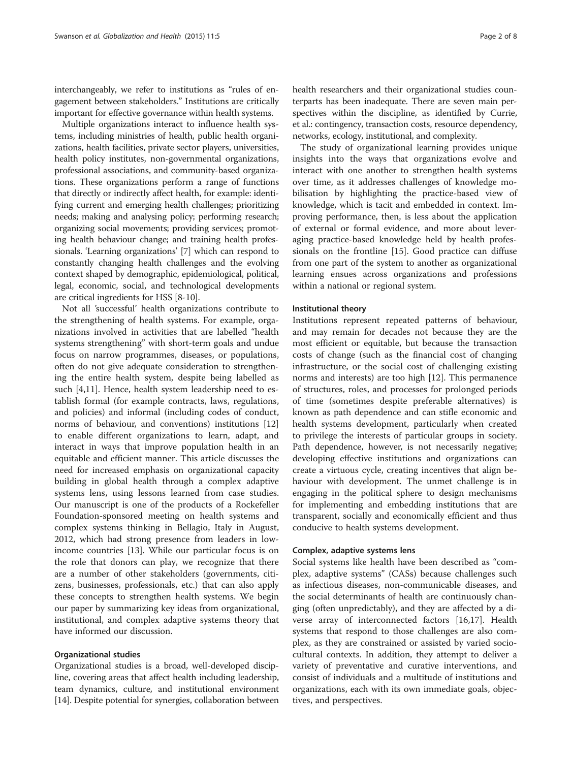interchangeably, we refer to institutions as "rules of engagement between stakeholders." Institutions are critically important for effective governance within health systems.

Multiple organizations interact to influence health systems, including ministries of health, public health organizations, health facilities, private sector players, universities, health policy institutes, non-governmental organizations, professional associations, and community-based organizations. These organizations perform a range of functions that directly or indirectly affect health, for example: identifying current and emerging health challenges; prioritizing needs; making and analysing policy; performing research; organizing social movements; providing services; promoting health behaviour change; and training health professionals. 'Learning organizations' [7] which can respond to constantly changing health challenges and the evolving context shaped by demographic, epidemiological, political, legal, economic, social, and technological developments are critical ingredients for HSS [8-10].

Not all 'successful' health organizations contribute to the strengthening of health systems. For example, organizations involved in activities that are labelled "health systems strengthening" with short-term goals and undue focus on narrow programmes, diseases, or populations, often do not give adequate consideration to strengthening the entire health system, despite being labelled as such [4,11]. Hence, health system leadership need to establish formal (for example contracts, laws, regulations, and policies) and informal (including codes of conduct, norms of behaviour, and conventions) institutions [12] to enable different organizations to learn, adapt, and interact in ways that improve population health in an equitable and efficient manner. This article discusses the need for increased emphasis on organizational capacity building in global health through a complex adaptive systems lens, using lessons learned from case studies. Our manuscript is one of the products of a Rockefeller Foundation-sponsored meeting on health systems and complex systems thinking in Bellagio, Italy in August, 2012, which had strong presence from leaders in low-income countries [13]. While our particular focus is on the role that donors can play, we recognize that there are a number of other stakeholders (governments, citizens, businesses, professionals, etc.) that can also apply these concepts to strengthen health systems. We begin our paper by summarizing key ideas from organizational, institutional, and complex adaptive systems theory that have informed our discussion.

### Organizational studies

Organizational studies is a broad, well-developed discipline, covering areas that affect health including leadership, team dynamics, culture, and institutional environment [14]. Despite potential for synergies, collaboration between health researchers and their organizational studies counterparts has been inadequate. There are seven main perspectives within the discipline, as identified by Currie, et al.: contingency, transaction costs, resource dependency, networks, ecology, institutional, and complexity.

The study of organizational learning provides unique insights into the ways that organizations evolve and interact with one another to strengthen health systems over time, as it addresses challenges of knowledge mobilisation by highlighting the practice-based view of knowledge, which is tacit and embedded in context. Improving performance, then, is less about the application of external or formal evidence, and more about leveraging practice-based knowledge held by health professionals on the frontline [15]. Good practice can diffuse from one part of the system to another as organizational learning ensues across organizations and professions within a national or regional system.

### Institutional theory

Institutions represent repeated patterns of behaviour, and may remain for decades not because they are the most efficient or equitable, but because the transaction costs of change (such as the financial cost of changing infrastructure, or the social cost of challenging existing norms and interests) are too high [12]. This permanence of structures, roles, and processes for prolonged periods of time (sometimes despite preferable alternatives) is known as path dependence and can stifle economic and health systems development, particularly when created to privilege the interests of particular groups in society. Path dependence, however, is not necessarily negative; developing effective institutions and organizations can create a virtuous cycle, creating incentives that align behaviour with development. The unmet challenge is in engaging in the political sphere to design mechanisms for implementing and embedding institutions that are transparent, socially and economically efficient and thus conducive to health systems development.

### Complex, adaptive systems lens

Social systems like health have been described as "complex, adaptive systems" (CASs) because challenges such as infectious diseases, non-communicable diseases, and the social determinants of health are continuously changing (often unpredictably), and they are affected by a diverse array of interconnected factors [16,17]. Health systems that respond to those challenges are also complex, as they are constrained or assisted by varied sociocultural contexts. In addition, they attempt to deliver a variety of preventative and curative interventions, and consist of individuals and a multitude of institutions and organizations, each with its own immediate goals, objectives, and perspectives.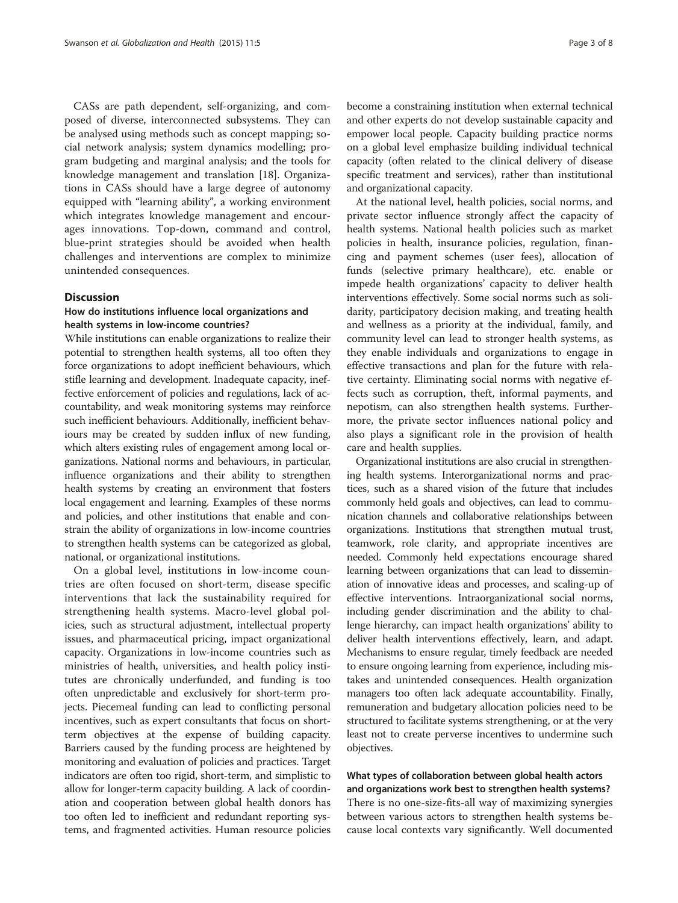CASs are path dependent, self-organizing, and composed of diverse, interconnected subsystems. They can be analysed using methods such as concept mapping; social network analysis; system dynamics modelling; program budgeting and marginal analysis; and the tools for knowledge management and translation [18]. Organizations in CASs should have a large degree of autonomy equipped with "learning ability", a working environment which integrates knowledge management and encourages innovations. Top-down, command and control, blue-print strategies should be avoided when health challenges and interventions are complex to minimize unintended consequences.

## Discussion

### How do institutions influence local organizations and health systems in low-income countries?

While institutions can enable organizations to realize their potential to strengthen health systems, all too often they force organizations to adopt inefficient behaviours, which stifle learning and development. Inadequate capacity, ineffective enforcement of policies and regulations, lack of accountability, and weak monitoring systems may reinforce such inefficient behaviours. Additionally, inefficient behaviours may be created by sudden influx of new funding, which alters existing rules of engagement among local organizations. National norms and behaviours, in particular, influence organizations and their ability to strengthen health systems by creating an environment that fosters local engagement and learning. Examples of these norms and policies, and other institutions that enable and constrain the ability of organizations in low-income countries to strengthen health systems can be categorized as global, national, or organizational institutions.

On a global level, institutions in low-income countries are often focused on short-term, disease specific interventions that lack the sustainability required for strengthening health systems. Macro-level global policies, such as structural adjustment, intellectual property issues, and pharmaceutical pricing, impact organizational capacity. Organizations in low-income countries such as ministries of health, universities, and health policy institutes are chronically underfunded, and funding is too often unpredictable and exclusively for short-term projects. Piecemeal funding can lead to conflicting personal incentives, such as expert consultants that focus on short-term objectives at the expense of building capacity. Barriers caused by the funding process are heightened by monitoring and evaluation of policies and practices. Target indicators are often too rigid, short-term, and simplistic to allow for longer-term capacity building. A lack of coordination and cooperation between global health donors has too often led to inefficient and redundant reporting systems, and fragmented activities. Human resource policies become a constraining institution when external technical and other experts do not develop sustainable capacity and empower local people. Capacity building practice norms on a global level emphasize building individual technical capacity (often related to the clinical delivery of disease specific treatment and services), rather than institutional and organizational capacity.

At the national level, health policies, social norms, and private sector influence strongly affect the capacity of health systems. National health policies such as market policies in health, insurance policies, regulation, financing and payment schemes (user fees), allocation of funds (selective primary healthcare), etc. enable or impede health organizations' capacity to deliver health interventions effectively. Some social norms such as solidarity, participatory decision making, and treating health and wellness as a priority at the individual, family, and community level can lead to stronger health systems, as they enable individuals and organizations to engage in effective transactions and plan for the future with relative certainty. Eliminating social norms with negative effects such as corruption, theft, informal payments, and nepotism, can also strengthen health systems. Furthermore, the private sector influences national policy and also plays a significant role in the provision of health care and health supplies.

Organizational institutions are also crucial in strengthening health systems. Interorganizational norms and practices, such as a shared vision of the future that includes commonly held goals and objectives, can lead to communication channels and collaborative relationships between organizations. Institutions that strengthen mutual trust, teamwork, role clarity, and appropriate incentives are needed. Commonly held expectations encourage shared learning between organizations that can lead to dissemination of innovative ideas and processes, and scaling-up of effective interventions. Intraorganizational social norms, including gender discrimination and the ability to challenge hierarchy, can impact health organizations' ability to deliver health interventions effectively, learn, and adapt. Mechanisms to ensure regular, timely feedback are needed to ensure ongoing learning from experience, including mistakes and unintended consequences. Health organization managers too often lack adequate accountability. Finally, remuneration and budgetary allocation policies need to be structured to facilitate systems strengthening, or at the very least not to create perverse incentives to undermine such objectives.

### What types of collaboration between global health actors and organizations work best to strengthen health systems?

There is no one-size-fits-all way of maximizing synergies between various actors to strengthen health systems because local contexts vary significantly. Well documented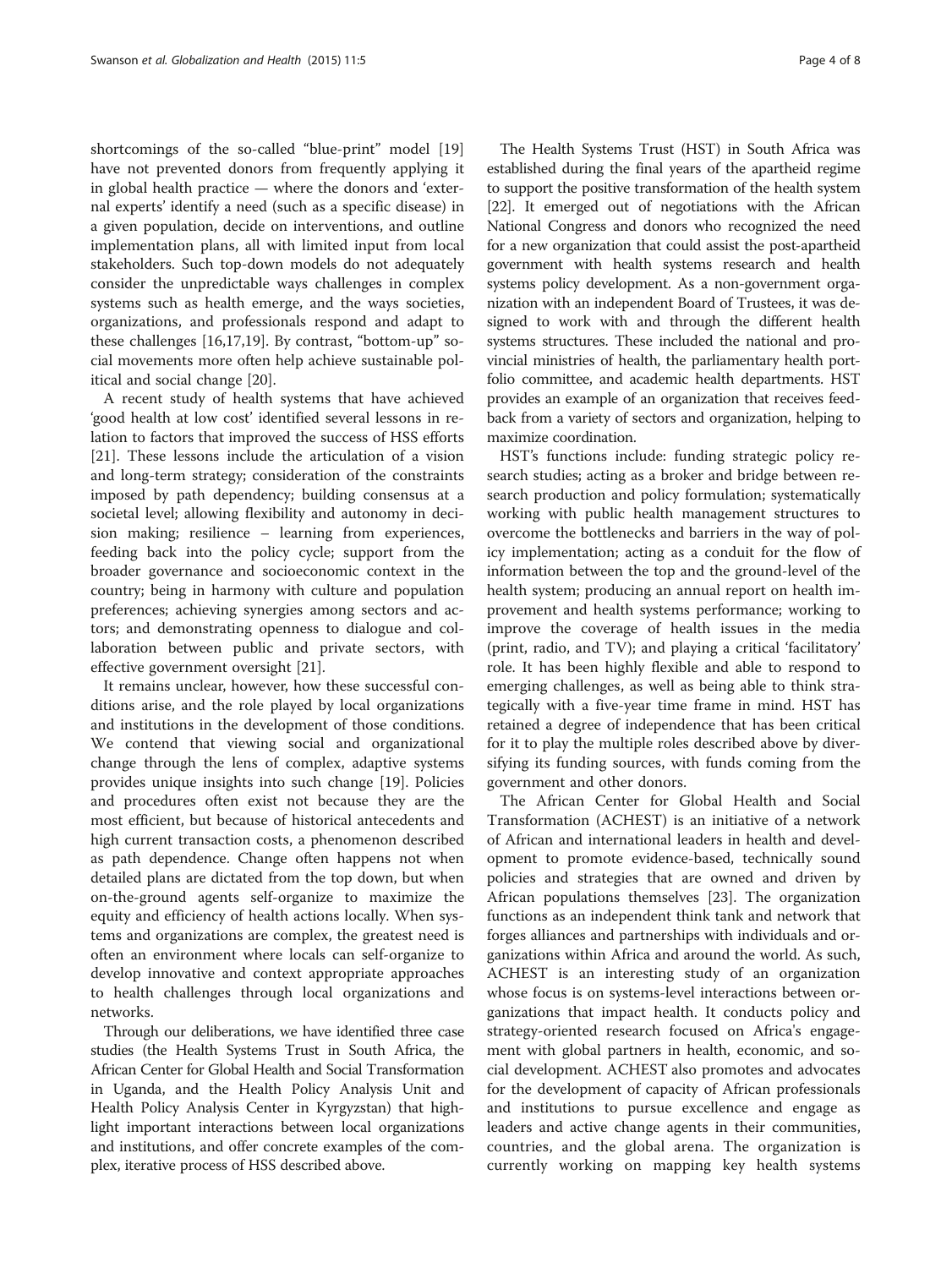shortcomings of the so-called "blue-print" model [19] have not prevented donors from frequently applying it in global health practice — where the donors and 'external experts' identify a need (such as a specific disease) in a given population, decide on interventions, and outline implementation plans, all with limited input from local stakeholders. Such top-down models do not adequately consider the unpredictable ways challenges in complex systems such as health emerge, and the ways societies, organizations, and professionals respond and adapt to these challenges [16,17,19]. By contrast, "bottom-up" social movements more often help achieve sustainable political and social change [20].

A recent study of health systems that have achieved 'good health at low cost' identified several lessons in relation to factors that improved the success of HSS efforts [21]. These lessons include the articulation of a vision and long-term strategy; consideration of the constraints imposed by path dependency; building consensus at a societal level; allowing flexibility and autonomy in decision making; resilience – learning from experiences, feeding back into the policy cycle; support from the broader governance and socioeconomic context in the country; being in harmony with culture and population preferences; achieving synergies among sectors and actors; and demonstrating openness to dialogue and collaboration between public and private sectors, with effective government oversight [21].

It remains unclear, however, how these successful conditions arise, and the role played by local organizations and institutions in the development of those conditions. We contend that viewing social and organizational change through the lens of complex, adaptive systems provides unique insights into such change [19]. Policies and procedures often exist not because they are the most efficient, but because of historical antecedents and high current transaction costs, a phenomenon described as path dependence. Change often happens not when detailed plans are dictated from the top down, but when on-the-ground agents self-organize to maximize the equity and efficiency of health actions locally. When systems and organizations are complex, the greatest need is often an environment where locals can self-organize to develop innovative and context appropriate approaches to health challenges through local organizations and networks.

Through our deliberations, we have identified three case studies (the Health Systems Trust in South Africa, the African Center for Global Health and Social Transformation in Uganda, and the Health Policy Analysis Unit and Health Policy Analysis Center in Kyrgyzstan) that highlight important interactions between local organizations and institutions, and offer concrete examples of the complex, iterative process of HSS described above.

The Health Systems Trust (HST) in South Africa was established during the final years of the apartheid regime to support the positive transformation of the health system [22]. It emerged out of negotiations with the African National Congress and donors who recognized the need for a new organization that could assist the post-apartheid government with health systems research and health systems policy development. As a non-government organization with an independent Board of Trustees, it was designed to work with and through the different health systems structures. These included the national and provincial ministries of health, the parliamentary health portfolio committee, and academic health departments. HST provides an example of an organization that receives feedback from a variety of sectors and organization, helping to maximize coordination.

HST's functions include: funding strategic policy research studies; acting as a broker and bridge between research production and policy formulation; systematically working with public health management structures to overcome the bottlenecks and barriers in the way of policy implementation; acting as a conduit for the flow of information between the top and the ground-level of the health system; producing an annual report on health improvement and health systems performance; working to improve the coverage of health issues in the media (print, radio, and TV); and playing a critical 'facilitatory' role. It has been highly flexible and able to respond to emerging challenges, as well as being able to think strategically with a five-year time frame in mind. HST has retained a degree of independence that has been critical for it to play the multiple roles described above by diversifying its funding sources, with funds coming from the government and other donors.

The African Center for Global Health and Social Transformation (ACHEST) is an initiative of a network of African and international leaders in health and development to promote evidence-based, technically sound policies and strategies that are owned and driven by African populations themselves [23]. The organization functions as an independent think tank and network that forges alliances and partnerships with individuals and organizations within Africa and around the world. As such, ACHEST is an interesting study of an organization whose focus is on systems-level interactions between organizations that impact health. It conducts policy and strategy-oriented research focused on Africa's engagement with global partners in health, economic, and social development. ACHEST also promotes and advocates for the development of capacity of African professionals and institutions to pursue excellence and engage as leaders and active change agents in their communities, countries, and the global arena. The organization is currently working on mapping key health systems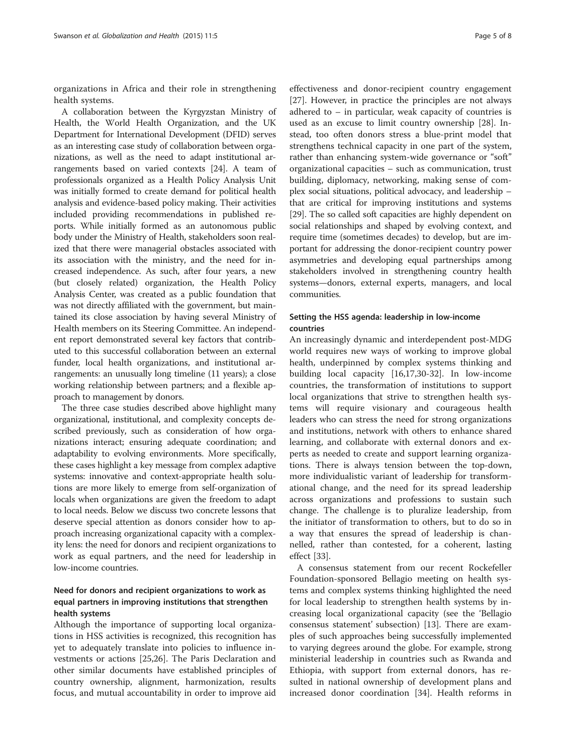organizations in Africa and their role in strengthening health systems.

A collaboration between the Kyrgyzstan Ministry of Health, the World Health Organization, and the UK Department for International Development (DFID) serves as an interesting case study of collaboration between organizations, as well as the need to adapt institutional arrangements based on varied contexts [24]. A team of professionals organized as a Health Policy Analysis Unit was initially formed to create demand for political health analysis and evidence-based policy making. Their activities included providing recommendations in published reports. While initially formed as an autonomous public body under the Ministry of Health, stakeholders soon realized that there were managerial obstacles associated with its association with the ministry, and the need for increased independence. As such, after four years, a new (but closely related) organization, the Health Policy Analysis Center, was created as a public foundation that was not directly affiliated with the government, but maintained its close association by having several Ministry of Health members on its Steering Committee. An independent report demonstrated several key factors that contributed to this successful collaboration between an external funder, local health organizations, and institutional arrangements: an unusually long timeline (11 years); a close working relationship between partners; and a flexible approach to management by donors.

The three case studies described above highlight many organizational, institutional, and complexity concepts described previously, such as consideration of how organizations interact; ensuring adequate coordination; and adaptability to evolving environments. More specifically, these cases highlight a key message from complex adaptive systems: innovative and context-appropriate health solutions are more likely to emerge from self-organization of locals when organizations are given the freedom to adapt to local needs. Below we discuss two concrete lessons that deserve special attention as donors consider how to approach increasing organizational capacity with a complexity lens: the need for donors and recipient organizations to work as equal partners, and the need for leadership in low-income countries.

### Need for donors and recipient organizations to work as equal partners in improving institutions that strengthen health systems

Although the importance of supporting local organizations in HSS activities is recognized, this recognition has yet to adequately translate into policies to influence investments or actions [25,26]. The Paris Declaration and other similar documents have established principles of country ownership, alignment, harmonization, results focus, and mutual accountability in order to improve aid effectiveness and donor-recipient country engagement [27]. However, in practice the principles are not always adhered to – in particular, weak capacity of countries is used as an excuse to limit country ownership [28]. Instead, too often donors stress a blue-print model that strengthens technical capacity in one part of the system, rather than enhancing system-wide governance or "soft" organizational capacities – such as communication, trust building, diplomacy, networking, making sense of complex social situations, political advocacy, and leadership – that are critical for improving institutions and systems [29]. The so called soft capacities are highly dependent on social relationships and shaped by evolving context, and require time (sometimes decades) to develop, but are important for addressing the donor-recipient country power asymmetries and developing equal partnerships among stakeholders involved in strengthening country health systems—donors, external experts, managers, and local communities.

### Setting the HSS agenda: leadership in low-income countries

An increasingly dynamic and interdependent post-MDG world requires new ways of working to improve global health, underpinned by complex systems thinking and building local capacity [16,17,30-32]. In low-income countries, the transformation of institutions to support local organizations that strive to strengthen health systems will require visionary and courageous health leaders who can stress the need for strong organizations and institutions, network with others to enhance shared learning, and collaborate with external donors and experts as needed to create and support learning organizations. There is always tension between the top-down, more individualistic variant of leadership for transformational change, and the need for its spread leadership across organizations and professions to sustain such change. The challenge is to pluralize leadership, from the initiator of transformation to others, but to do so in a way that ensures the spread of leadership is channelled, rather than contested, for a coherent, lasting effect [33].

A consensus statement from our recent Rockefeller Foundation-sponsored Bellagio meeting on health systems and complex systems thinking highlighted the need for local leadership to strengthen health systems by increasing local organizational capacity (see the 'Bellagio consensus statement' subsection) [13]. There are examples of such approaches being successfully implemented to varying degrees around the globe. For example, strong ministerial leadership in countries such as Rwanda and Ethiopia, with support from external donors, has resulted in national ownership of development plans and increased donor coordination [34]. Health reforms in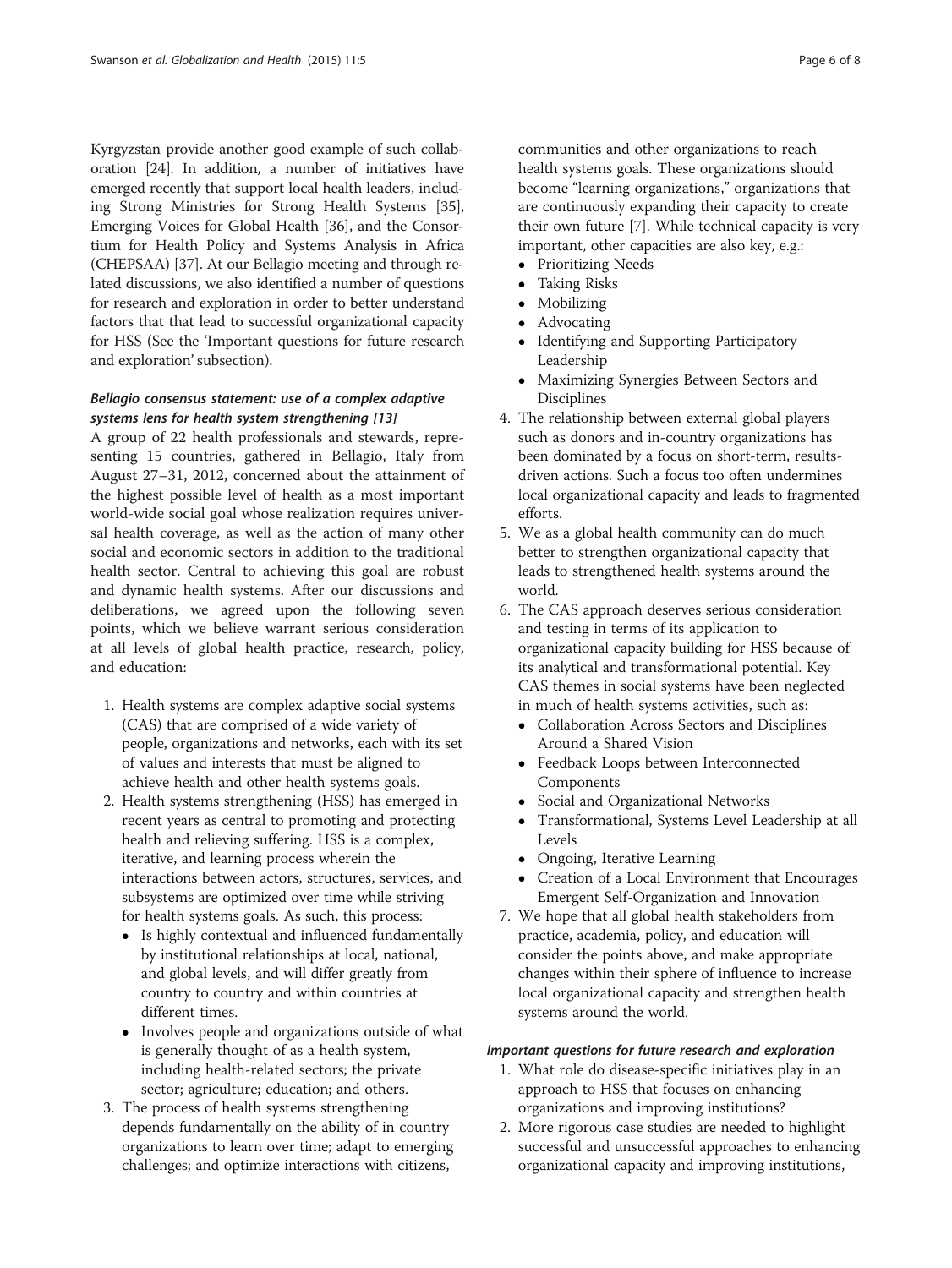Kyrgyzstan provide another good example of such collaboration [24]. In addition, a number of initiatives have emerged recently that support local health leaders, including Strong Ministries for Strong Health Systems [35], Emerging Voices for Global Health [36], and the Consortium for Health Policy and Systems Analysis in Africa (CHEPSAA) [37]. At our Bellagio meeting and through related discussions, we also identified a number of questions for research and exploration in order to better understand factors that that lead to successful organizational capacity for HSS (See the 'Important questions for future research and exploration' subsection).

#### *Bellagio consensus statement: use of a complex adaptive systems lens for health system strengthening [13]*

A group of 22 health professionals and stewards, representing 15 countries, gathered in Bellagio, Italy from August 27–31, 2012, concerned about the attainment of the highest possible level of health as a most important world-wide social goal whose realization requires universal health coverage, as well as the action of many other social and economic sectors in addition to the traditional health sector. Central to achieving this goal are robust and dynamic health systems. After our discussions and deliberations, we agreed upon the following seven points, which we believe warrant serious consideration at all levels of global health practice, research, policy, and education:

1. Health systems are complex adaptive social systems (CAS) that are comprised of a wide variety of people, organizations and networks, each with its set of values and interests that must be aligned to achieve health and other health systems goals.
2. Health systems strengthening (HSS) has emerged in recent years as central to promoting and protecting health and relieving suffering. HSS is a complex, iterative, and learning process wherein the interactions between actors, structures, services, and subsystems are optimized over time while striving for health systems goals. As such, this process:
   - Is highly contextual and influenced fundamentally by institutional relationships at local, national, and global levels, and will differ greatly from country to country and within countries at different times.
   - Involves people and organizations outside of what is generally thought of as a health system, including health-related sectors; the private sector; agriculture; education; and others.
3. The process of health systems strengthening depends fundamentally on the ability of in country organizations to learn over time; adapt to emerging challenges; and optimize interactions with citizens, communities and other organizations to reach health systems goals. These organizations should become "learning organizations," organizations that are continuously expanding their capacity to create their own future [7]. While technical capacity is very important, other capacities are also key, e.g.:
   - Prioritizing Needs
   - Taking Risks
   - Mobilizing
   - Advocating
   - Identifying and Supporting Participatory Leadership
   - Maximizing Synergies Between Sectors and Disciplines
4. The relationship between external global players such as donors and in-country organizations has been dominated by a focus on short-term, results-driven actions. Such a focus too often undermines local organizational capacity and leads to fragmented efforts.
5. We as a global health community can do much better to strengthen organizational capacity that leads to strengthened health systems around the world.
6. The CAS approach deserves serious consideration and testing in terms of its application to organizational capacity building for HSS because of its analytical and transformational potential. Key CAS themes in social systems have been neglected in much of health systems activities, such as:
   - Collaboration Across Sectors and Disciplines Around a Shared Vision
   - Feedback Loops between Interconnected Components
   - Social and Organizational Networks
   - Transformational, Systems Level Leadership at all Levels
   - Ongoing, Iterative Learning
   - Creation of a Local Environment that Encourages Emergent Self-Organization and Innovation
7. We hope that all global health stakeholders from practice, academia, policy, and education will consider the points above, and make appropriate changes within their sphere of influence to increase local organizational capacity and strengthen health systems around the world.

#### *Important questions for future research and exploration*

1. What role do disease-specific initiatives play in an approach to HSS that focuses on enhancing organizations and improving institutions?
2. More rigorous case studies are needed to highlight successful and unsuccessful approaches to enhancing organizational capacity and improving institutions,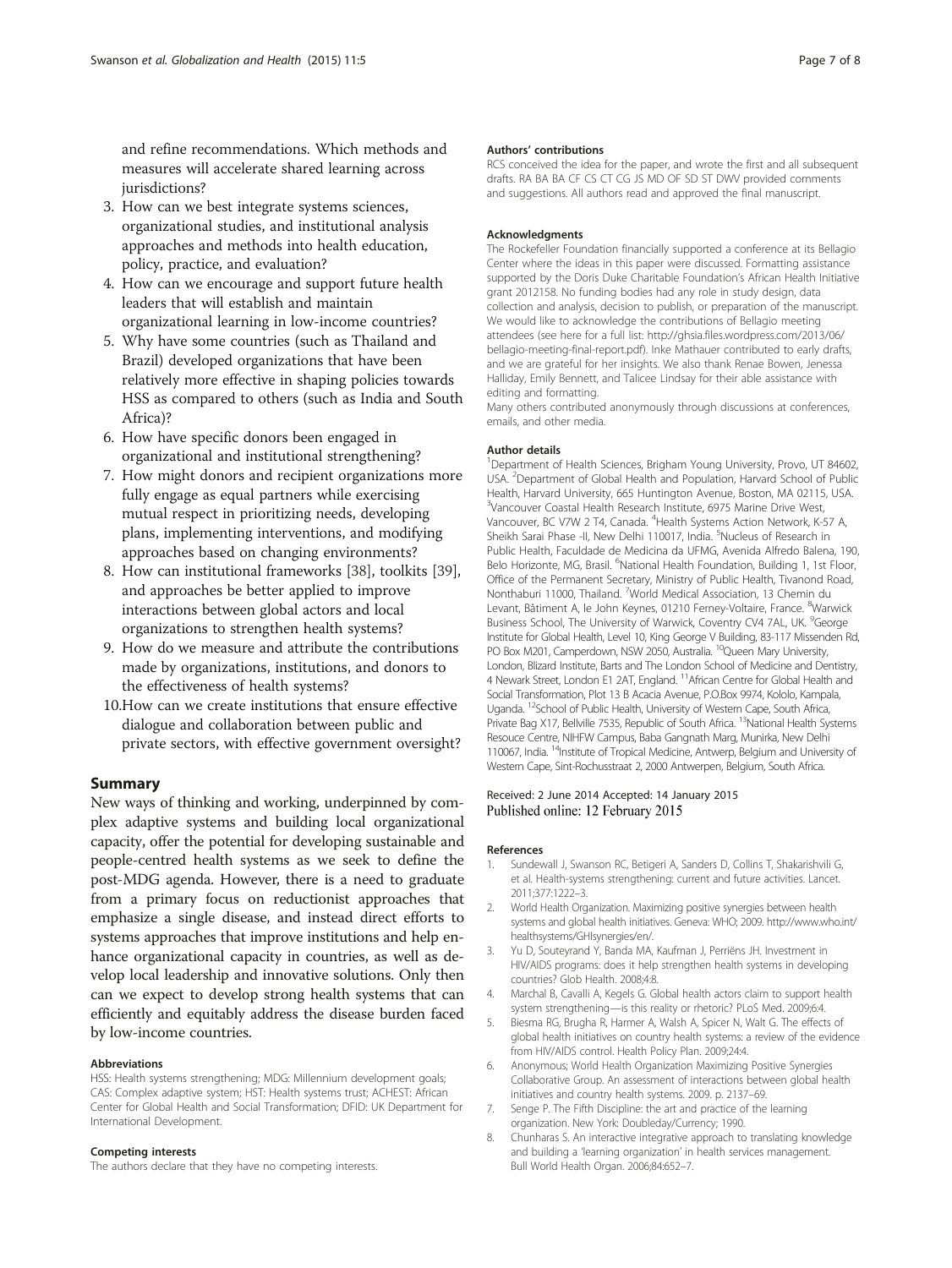and refine recommendations. Which methods and measures will accelerate shared learning across jurisdictions?

3. How can we best integrate systems sciences, organizational studies, and institutional analysis approaches and methods into health education, policy, practice, and evaluation?
4. How can we encourage and support future health leaders that will establish and maintain organizational learning in low-income countries?
5. Why have some countries (such as Thailand and Brazil) developed organizations that have been relatively more effective in shaping policies towards HSS as compared to others (such as India and South Africa)?
6. How have specific donors been engaged in organizational and institutional strengthening?
7. How might donors and recipient organizations more fully engage as equal partners while exercising mutual respect in prioritizing needs, developing plans, implementing interventions, and modifying approaches based on changing environments?
8. How can institutional frameworks [38], toolkits [39], and approaches be better applied to improve interactions between global actors and local organizations to strengthen health systems?
9. How do we measure and attribute the contributions made by organizations, institutions, and donors to the effectiveness of health systems?
10. How can we create institutions that ensure effective dialogue and collaboration between public and private sectors, with effective government oversight?

## Summary

New ways of thinking and working, underpinned by complex adaptive systems and building local organizational capacity, offer the potential for developing sustainable and people-centred health systems as we seek to define the post-MDG agenda. However, there is a need to graduate from a primary focus on reductionist approaches that emphasize a single disease, and instead direct efforts to systems approaches that improve institutions and help enhance organizational capacity in countries, as well as develop local leadership and innovative solutions. Only then can we expect to develop strong health systems that can efficiently and equitably address the disease burden faced by low-income countries.

#### Abbreviations

HSS: Health systems strengthening; MDG: Millennium development goals; CAS: Complex adaptive system; HST: Health systems trust; ACHEST: African Center for Global Health and Social Transformation; DFID: UK Department for International Development.

#### Competing interests

The authors declare that they have no competing interests.

#### Authors' contributions

RCS conceived the idea for the paper, and wrote the first and all subsequent drafts. RA BA BA CF CS CT CG JS MD OF SD ST DWV provided comments and suggestions. All authors read and approved the final manuscript.

#### Acknowledgments

The Rockefeller Foundation financially supported a conference at its Bellagio Center where the ideas in this paper were discussed. Formatting assistance supported by the Doris Duke Charitable Foundation's African Health Initiative grant 2012158. No funding bodies had any role in study design, data collection and analysis, decision to publish, or preparation of the manuscript. We would like to acknowledge the contributions of Bellagio meeting attendees (see here for a full list: http://ghsia.files.wordpress.com/2013/06/bellagio-meeting-final-report.pdf). Inke Mathauer contributed to early drafts, and we are grateful for her insights. We also thank Renae Bowen, Jenessa Halliday, Emily Bennett, and Talicee Lindsay for their able assistance with editing and formatting.

Many others contributed anonymously through discussions at conferences, emails, and other media.

#### Author details

[1]Department of Health Sciences, Brigham Young University, Provo, UT 84602, USA. [2]Department of Global Health and Population, Harvard School of Public Health, Harvard University, 665 Huntington Avenue, Boston, MA 02115, USA. [3]Vancouver Coastal Health Research Institute, 6975 Marine Drive West, Vancouver, BC V7W 2 T4, Canada. [4]Health Systems Action Network, K-57 A, Sheikh Sarai Phase -II, New Delhi 110017, India. [5]Nucleus of Research in Public Health, Faculdade de Medicina da UFMG, Avenida Alfredo Balena, 190, Belo Horizonte, MG, Brasil. [6]National Health Foundation, Building 1, 1st Floor, Office of the Permanent Secretary, Ministry of Public Health, Tivanond Road, Nonthaburi 11000, Thailand. [7]World Medical Association, 13 Chemin du Levant, Bâtiment A, le John Keynes, 01210 Ferney-Voltaire, France. [8]Warwick Business School, The University of Warwick, Coventry CV4 7AL, UK. [9]George Institute for Global Health, Level 10, King George V Building, 83-117 Missenden Rd, PO Box M201, Camperdown, NSW 2050, Australia. [10]Queen Mary University, London, Blizard Institute, Barts and The London School of Medicine and Dentistry, 4 Newark Street, London E1 2AT, England. [11]African Centre for Global Health and Social Transformation, Plot 13 B Acacia Avenue, P.O.Box 9974, Kololo, Kampala, Uganda. [12]School of Public Health, University of Western Cape, South Africa, Private Bag X17, Bellville 7535, Republic of South Africa. [13]National Health Systems Resouce Centre, NIHFW Campus, Baba Gangnath Marg, Munirka, New Delhi 110067, India. [14]Institute of Tropical Medicine, Antwerp, Belgium and University of Western Cape, Sint-Rochusstraat 2, 2000 Antwerpen, Belgium, South Africa.

Received: 2 June 2014 Accepted: 14 January 2015
Published online: 12 February 2015

#### References

1. Sundewall J, Swanson RC, Betigeri A, Sanders D, Collins T, Shakarishvili G, et al. Health-systems strengthening: current and future activities. Lancet. 2011;377:1222–3.
2. World Health Organization. Maximizing positive synergies between health systems and global health initiatives. Geneva: WHO; 2009. http://www.who.int/healthsystems/GHIsynergies/en/.
3. Yu D, Souteyrand Y, Banda MA, Kaufman J, Perriëns JH. Investment in HIV/AIDS programs: does it help strengthen health systems in developing countries? Glob Health. 2008;4:8.
4. Marchal B, Cavalli A, Kegels G. Global health actors claim to support health system strengthening—is this reality or rhetoric? PLoS Med. 2009;6:4.
5. Biesma RG, Brugha R, Harmer A, Walsh A, Spicer N, Walt G. The effects of global health initiatives on country health systems: a review of the evidence from HIV/AIDS control. Health Policy Plan. 2009;24:4.
6. Anonymous; World Health Organization Maximizing Positive Synergies Collaborative Group. An assessment of interactions between global health initiatives and country health systems. 2009. p. 2137–69.
7. Senge P. The Fifth Discipline: the art and practice of the learning organization. New York: Doubleday/Currency; 1990.
8. Chunharas S. An interactive integrative approach to translating knowledge and building a 'learning organization' in health services management. Bull World Health Organ. 2006;84:652–7.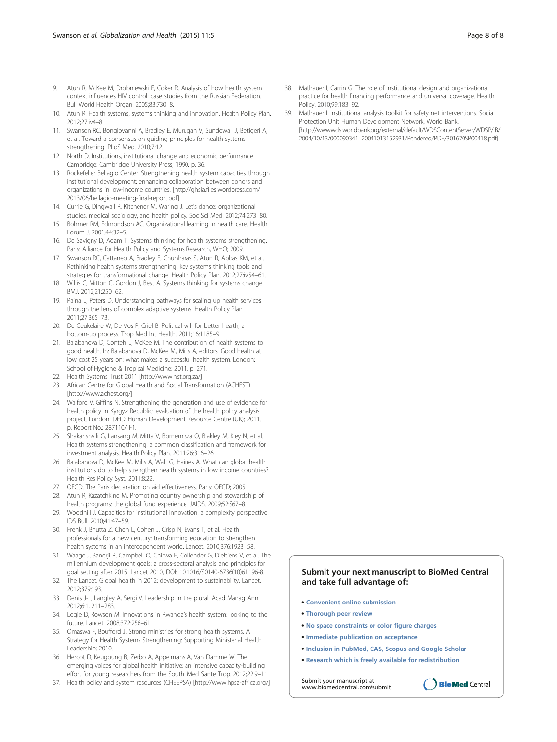9. Atun R, McKee M, Drobniewski F, Coker R. Analysis of how health system context influences HIV control: case studies from the Russian Federation. Bull World Health Organ. 2005;83:730–8.
10. Atun R. Health systems, systems thinking and innovation. Health Policy Plan. 2012;27:iv4–8.
11. Swanson RC, Bongiovanni A, Bradley E, Murugan V, Sundewall J, Betigeri A, et al. Toward a consensus on guiding principles for health systems strengthening. PLoS Med. 2010;7:12.
12. North D. Institutions, institutional change and economic performance. Cambridge: Cambridge University Press; 1990. p. 36.
13. Rockefeller Bellagio Center. Strengthening health system capacities through institutional development: enhancing collaboration between donors and organizations in low-income countries. [http://ghsia.files.wordpress.com/2013/06/bellagio-meeting-final-report.pdf]
14. Currie G, Dingwall R, Kitchener M, Waring J. Let's dance: organizational studies, medical sociology, and health policy. Soc Sci Med. 2012;74:273–80.
15. Bohmer RM, Edmondson AC. Organizational learning in health care. Health Forum J. 2001;44:32–5.
16. De Savigny D, Adam T. Systems thinking for health systems strengthening. Paris: Alliance for Health Policy and Systems Research, WHO; 2009.
17. Swanson RC, Cattaneo A, Bradley E, Chunharas S, Atun R, Abbas KM, et al. Rethinking health systems strengthening: key systems thinking tools and strategies for transformational change. Health Policy Plan. 2012;27:iv54–61.
18. Willis C, Mitton C, Gordon J, Best A. Systems thinking for systems change. BMJ. 2012;21:250–62.
19. Paina L, Peters D. Understanding pathways for scaling up health services through the lens of complex adaptive systems. Health Policy Plan. 2011;27:365–73.
20. De Ceukelaire W, De Vos P, Criel B. Political will for better health, a bottom-up process. Trop Med Int Health. 2011;16:1185–9.
21. Balabanova D, Conteh L, McKee M. The contribution of health systems to good health. In: Balabanova D, McKee M, Mills A, editors. Good health at low cost 25 years on: what makes a successful health system. London: School of Hygiene & Tropical Medicine; 2011. p. 271.
22. Health Systems Trust 2011 [http://www.hst.org.za/]
23. African Centre for Global Health and Social Transformation (ACHEST) [http://www.achest.org/]
24. Walford V, Giffins N. Strengthening the generation and use of evidence for health policy in Kyrgyz Republic: evaluation of the health policy analysis project. London: DFID Human Development Resource Centre (UK); 2011. p. Report No.: 287110/ F1.
25. Shakarishvili G, Lansang M, Mitta V, Bornemisza O, Blakley M, Kley N, et al. Health systems strengthening: a common classification and framework for investment analysis. Health Policy Plan. 2011;26:316–26.
26. Balabanova D, McKee M, Mills A, Walt G, Haines A. What can global health institutions do to help strengthen health systems in low income countries? Health Res Policy Syst. 2011;8:22.
27. OECD. The Paris declaration on aid effectiveness. Paris: OECD; 2005.
28. Atun R, Kazatchkine M. Promoting country ownership and stewardship of health programs: the global fund experience. JAIDS. 2009;52:S67–8.
29. Woodhill J. Capacities for institutional innovation: a complexity perspective. IDS Bull. 2010;41:47–59.
30. Frenk J, Bhutta Z, Chen L, Cohen J, Crisp N, Evans T, et al. Health professionals for a new century: transforming education to strengthen health systems in an interdependent world. Lancet. 2010;376:1923–58.
31. Waage J, Banerji R, Campbell O, Chirwa E, Collender G, Dieltiens V, et al. The millennium development goals: a cross-sectoral analysis and principles for goal setting after 2015. Lancet 2010, DOI: 10.1016/S0140-6736(10)61196-8.
32. The Lancet. Global health in 2012: development to sustainability. Lancet. 2012;379:193.
33. Denis J-L, Langley A, Sergi V. Leadership in the plural. Acad Manag Ann. 2012;6:1, 211–283.
34. Logie D, Rowson M. Innovations in Rwanda's health system: looking to the future. Lancet. 2008;372:256–61.
35. Omaswa F, Boufford J. Strong ministries for strong health systems. A Strategy for Health Systems Strengthening: Supporting Ministerial Health Leadership; 2010.
36. Hercot D, Keugoung B, Zerbo A, Appelmans A, Van Damme W. The emerging voices for global health initiative: an intensive capacity-building effort for young researchers from the South. Med Sante Trop. 2012;22:9–11.
37. Health policy and system resources (CHEEPSA) [http://www.hpsa-africa.org/]
38. Mathauer I, Carrin G. The role of institutional design and organizational practice for health financing performance and universal coverage. Health Policy. 2010;99:183–92.
39. Mathauer I. Institutional analysis toolkit for safety net interventions. Social Protection Unit Human Development Network, World Bank. [http://wwwwds.worldbank.org/external/default/WDSContentServer/WDSP/IB/2004/10/13/000090341_20041013152931/Rendered/PDF/301670SP00418.pdf]

**Submit your next manuscript to BioMed Central and take full advantage of:**

- **Convenient online submission**
- **Thorough peer review**
- **No space constraints or color figure charges**
- **Immediate publication on acceptance**
- **Inclusion in PubMed, CAS, Scopus and Google Scholar**
- **Research which is freely available for redistribution**

Submit your manuscript at
www.biomedcentral.com/submit

BioMed Central